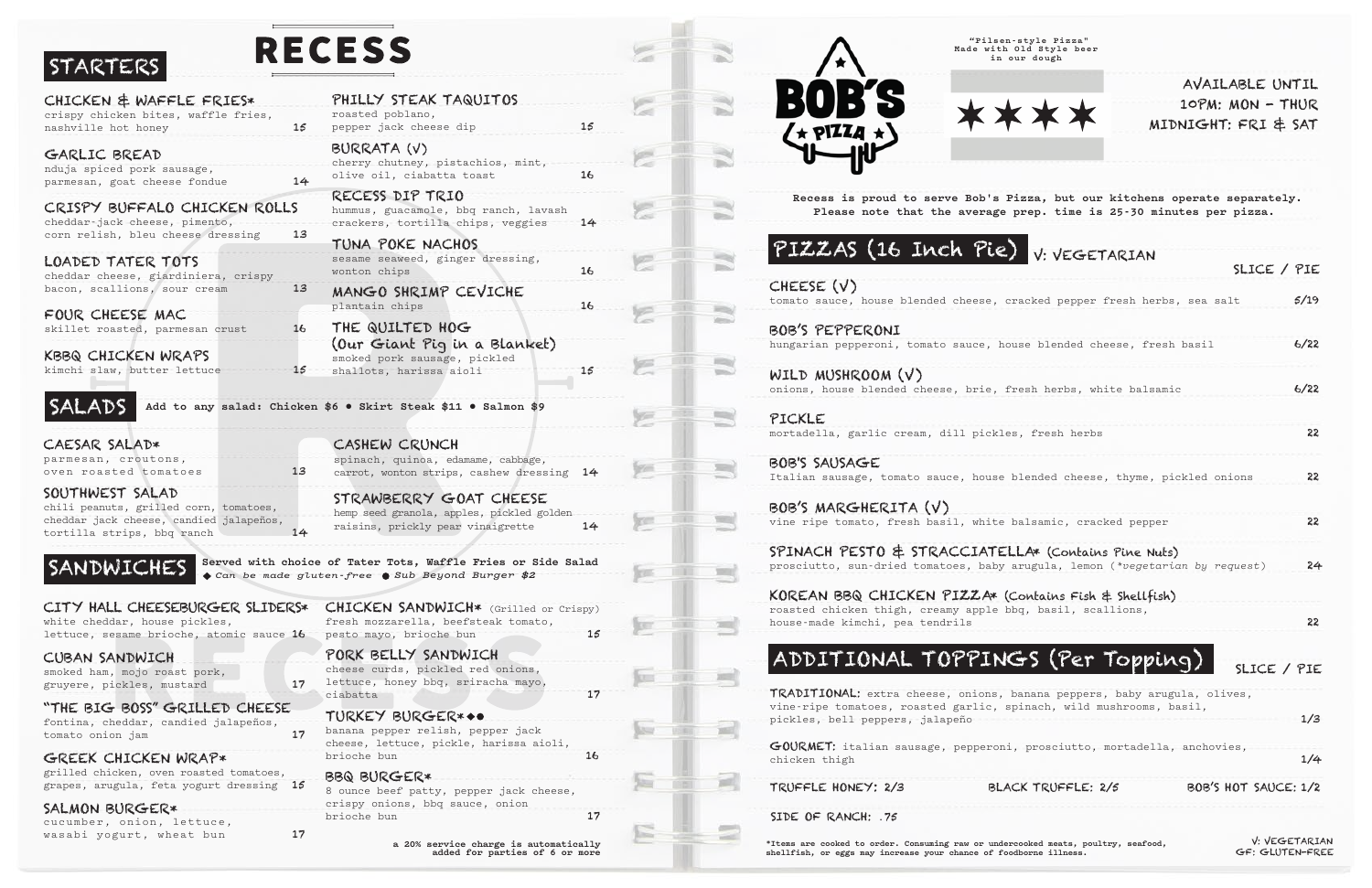# RECESS

## STARTERS

**CHICKEN & WAFFLE FRIES*** — 15
crispy chicken bites, waffle fries, nashville hot honey

**GARLIC BREAD** — 14
nduja spiced pork sausage, parmesan, goat cheese fondue

**CRISPY BUFFALO CHICKEN ROLLS** — 13
cheddar-jack cheese, pimento, corn relish, bleu cheese dressing

**LOADED TATER TOTS** — 13
cheddar cheese, giardiniera, crispy bacon, scallions, sour cream

**FOUR CHEESE MAC** — 16
skillet roasted, parmesan crust

**KBBQ CHICKEN WRAPS** — 15
kimchi slaw, butter lettuce

**PHILLY STEAK TAQUITOS** — 15
roasted poblano, pepper jack cheese dip

**BURRATA (V)** — 16
cherry chutney, pistachios, mint, olive oil, ciabatta toast

**RECESS DIP TRIO** — 14
hummus, guacamole, bbq ranch, lavash crackers, tortilla chips, veggies

**TUNA POKE NACHOS** — 16
sesame seaweed, ginger dressing, wonton chips

**MANGO SHRIMP CEVICHE** — 16
plantain chips

**THE QUILTED HOG (Our Giant Pig in a Blanket)** — 15
smoked pork sausage, pickled shallots, harissa aioli

## SALADS

Add to any salad: Chicken $6 • Skirt Steak $11 • Salmon $9

**CAESAR SALAD*** — 13
parmesan, croutons, oven roasted tomatoes

**SOUTHWEST SALAD** — 14
chili peanuts, grilled corn, tomatoes, cheddar jack cheese, candied jalapeños, tortilla strips, bbq ranch

**CASHEW CRUNCH** — 14
spinach, quinoa, edamame, cabbage, carrot, wonton strips, cashew dressing

**STRAWBERRY GOAT CHEESE** — 14
hemp seed granola, apples, pickled golden raisins, prickly pear vinaigrette

## SANDWICHES

Served with choice of Tater Tots, Waffle Fries or Side Salad
◆ *Can be made gluten-free* ● *Sub Beyond Burger $2*

**CITY HALL CHEESEBURGER SLIDERS*** — 16
white cheddar, house pickles, lettuce, sesame brioche, atomic sauce

**CUBAN SANDWICH** — 17
smoked ham, mojo roast pork, gruyere, pickles, mustard

**"THE BIG BOSS" GRILLED CHEESE** — 17
fontina, cheddar, candied jalapeños, tomato onion jam

**GREEK CHICKEN WRAP*** — 15
grilled chicken, oven roasted tomatoes, grapes, arugula, feta yogurt dressing

**SALMON BURGER*** — 17
cucumber, onion, lettuce, wasabi yogurt, wheat bun

**CHICKEN SANDWICH*** (Grilled or Crispy) — 15
fresh mozzarella, beefsteak tomato, pesto mayo, brioche bun

**PORK BELLY SANDWICH** — 17
cheese curds, pickled red onions, lettuce, honey bbq, sriracha mayo, ciabatta

**TURKEY BURGER*◆●** — 16
banana pepper relish, pepper jack cheese, lettuce, pickle, harissa aioli, brioche bun

**BBQ BURGER*** — 17
8 ounce beef patty, pepper jack cheese, crispy onions, bbq sauce, onion brioche bun

a 20% service charge is automatically added for parties of 6 or more

---

# BOB'S PIZZA

"Pilsen-style Pizza" Made with Old Style beer in our dough

AVAILABLE UNTIL 10PM: MON – THUR
MIDNIGHT: FRI & SAT

**Recess is proud to serve Bob's Pizza, but our kitchens operate separately. Please note that the average prep. time is 25-30 minutes per pizza.**

## PIZZAS (16 Inch Pie)

V: VEGETARIAN

| Pizza | SLICE / PIE |
|---|---|
| **CHEESE (V)** tomato sauce, house blended cheese, cracked pepper fresh herbs, sea salt | 5/19 |
| **BOB'S PEPPERONI** hungarian pepperoni, tomato sauce, house blended cheese, fresh basil | 6/22 |
| **WILD MUSHROOM (V)** onions, house blended cheese, brie, fresh herbs, white balsamic | 6/22 |
| **PICKLE** mortadella, garlic cream, dill pickles, fresh herbs | 22 |
| **BOB'S SAUSAGE** Italian sausage, tomato sauce, house blended cheese, thyme, pickled onions | 22 |
| **BOB'S MARGHERITA (V)** vine ripe tomato, fresh basil, white balsamic, cracked pepper | 22 |
| **SPINACH PESTO & STRACCIATELLA*** (Contains Pine Nuts) prosciutto, sun-dried tomatoes, baby arugula, lemon (*vegetarian by request) | 24 |
| **KOREAN BBQ CHICKEN PIZZA*** (Contains Fish & Shellfish) roasted chicken thigh, creamy apple bbq, basil, scallions, house-made kimchi, pea tendrils | 22 |

## ADDITIONAL TOPPINGS (Per Topping)

| Topping | SLICE / PIE |
|---|---|
| **TRADITIONAL:** extra cheese, onions, banana peppers, baby arugula, olives, vine-ripe tomatoes, roasted garlic, spinach, wild mushrooms, basil, pickles, bell peppers, jalapeño | 1/3 |
| **GOURMET:** italian sausage, pepperoni, prosciutto, mortadella, anchovies, chicken thigh | 1/4 |

TRUFFLE HONEY: 2/3 BLACK TRUFFLE: 2/5 BOB'S HOT SAUCE: 1/2

SIDE OF RANCH: .75

*Items are cooked to order. Consuming raw or undercooked meats, poultry, seafood, shellfish, or eggs may increase your chance of foodborne illness.

V: VEGETARIAN
GF: GLUTEN-FREE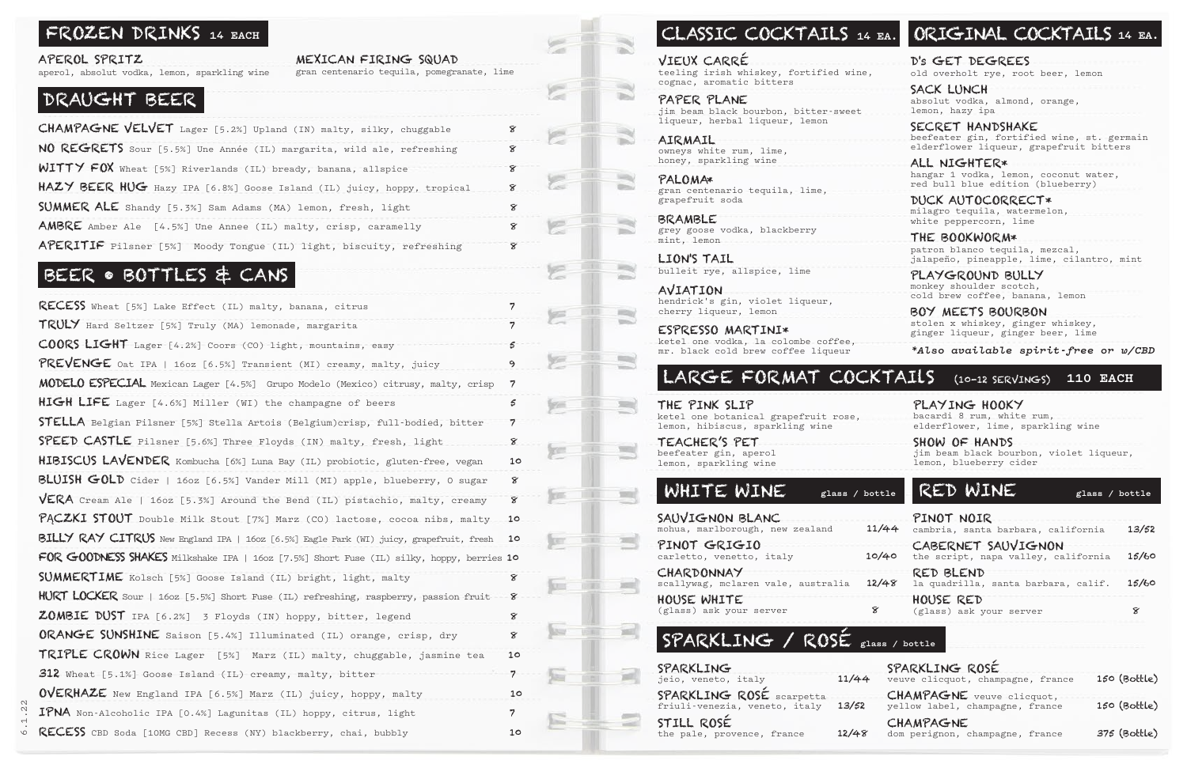## FROZEN DRINKS 14 EACH

**APEROL SPRITZ**
aperol, absolut vodka, lemon, sparkling wine

**MEXICAN FIRING SQUAD**
gran centenario tequila, pomegranate, lime

## DRAUGHT BEER

| | |
|---|---|
| **CHAMPAGNE VELVET** Lager [5.2%] Upland (IN) malty, silky, chuggable | 8 |
| **NO REGRETS** Sour [5.5%] Une Année (IL) margarita, wild ale, refreshing | 8 |
| **WITTY FOX** Wheat [5%] Riverlands (IL) bready, banana, allspice | 8 |
| **HAZY BEER HUG** Hazy IPA [6.8%] Goose Island (IL) juicy, hoppy, tropical | 8 |
| **SUMMER ALE** Shandy [5.3%] Sam Adams (MA) lemon, fresh, light | 8 |
| **AMBRE** Amber Ale [4.5%] Une Annee (IL) malty, crisp, caramelly | 8 |
| **APERITIF** Pilsner [5%] Moody Tongue (IL) light, biscuity, refreshing | 8 |

## BEER • BOTTLES & CANS

| | |
|---|---|
| **RECESS** Wheat [5%] Lake Effect (IL) malty, banana, citrus | 7 |
| **TRULY** Hard Seltzer [5%] Truly (MA) lemonade, margarita | 7 |
| **COORS LIGHT** Lager [4.2%] Coors (CO) light, mountains, easy | 6 |
| **PREVENGE** Oat IPA \| 16oz [6.5%] Transient (MI) creamy, malty, juicy | 9 |
| **MODELO ESPECIAL** Mexican Lager [4.5%] Grupo Modelo (Mexico) citrusy, malty, crisp | 7 |
| **HIGH LIFE** Lager [4.6%] Miller (WI) the champagne of beers | 6 |
| **STELLA** Belgian Pilsner [5%] Stella Artois (Belgium)crisp, full-bodied, bitter | 7 |
| **SPEED CASTLE** Pilsner [5.6%] Three Floyds (IN) malty, fresh, light | 8 |
| **HIBISCUS LAVENDER** Kombucha [6%] Luna Bay (IL) probiotic, gluten-free, vegan | 10 |
| **BLUISH GOLD** Cider \| 16oz [6.5%] Vander Mill (MI) apple, blueberry, 0 sugar | 8 |
| **VERA** Cream Ale \| 16oz [5.3%] Around the Bend (IL) pistachio, malty, creamy | 8 |
| **PĄCZKI STOUT** Double Milk Stout [7%] Marz (CO) lactose, cocoa nibs, malty | 10 |
| **BILLY RAY CITRUS** New England IPA \| 16oz [6.5%] Eagle Park (WI) juicy, grapefruit, fresh | 10 |
| **FOR GOODNESS SHAKES** Milkshake IPA \| 16oz [7.5%] Short Fuse (IL) silky, hoppy, berries | 10 |
| **SUMMERTIME** Kolsch [5%] Goose Island (IL) bright, light, malty | 8 |
| **HURT LOCKER** Sour \| 16oz [5.5%] Short Fuse (IL) refreshing, raspberry, passion fruit | 8 |
| **ZOMBIE DUST** IPA [6.2%] 3 Floyds (IN) hoppy, bitter, legend | 8 |
| **ORANGE SUNSHINE** Saison [5.4%] Illuminated (IL) orange, crisp, dry | 8 |
| **TRIPLE CROWN** Rice Lager [5%] Marz (IL) malty, chuggable, jasmine tea | 10 |
| **312** Wheat [5.1%] Goose Island (IL) creamy, malty, bitter | 7 |
| **OVERHAZE** New England IPA [6.5%] Marz (IL) juicy, hoppy, malty | 10 |
| **IPNA** Non-Alcoholic IPA [0.4%] Lagunitas (IL) hoppy, citrus, light | 7 |
| **RECESS** CBD Soda [10MG CBD] Recess (NY) blackberry, chai, bubbly | 10 |

6.1.22

## CLASSIC COCKTAILS 14 EA.

**VIEUX CARRÉ**
teeling irish whiskey, fortified wine, cognac, aromatic bitters

**PAPER PLANE**
jim beam black bourbon, bitter-sweet liqueur, herbal liqueur, lemon

**AIRMAIL**
owneys white rum, lime, honey, sparkling wine

**PALOMA***
gran centenario tequila, lime, grapefruit soda

**BRAMBLE**
grey goose vodka, blackberry mint, lemon

**LION'S TAIL**
bulleit rye, allspice, lime

**AVIATION**
hendrick's gin, violet liqueur, cherry liqueur, lemon

**ESPRESSO MARTINI***
ketel one vodka, la colombe coffee, mr. black cold brew coffee liqueur

## ORIGINAL COCKTAILS 14 EA.

**D's GET DEGREES**
old overholt rye, root beer, lemon

**SACK LUNCH**
absolut vodka, almond, orange, lemon, hazy ipa

**SECRET HANDSHAKE**
beefeater gin, fortified wine, st. germain elderflower liqueur, grapefruit bitters

**ALL NIGHTER***
hangar 1 vodka, lemon, coconut water, red bull blue edition (blueberry)

**DUCK AUTOCORRECT***
milagro tequila, watermelon, white peppercorn, lime

**THE BOOKWORM***
patron blanco tequila, mezcal, jalapeño, pineapple, lime, cilantro, mint

**PLAYGROUND BULLY**
monkey shoulder scotch, cold brew coffee, banana, lemon

**BOY MEETS BOURBON**
stolen x whiskey, ginger whiskey, ginger liqueur, ginger beer, lime

*\*Also available spirit-free or w/CBD*

## LARGE FORMAT COCKTAILS (10-12 SERVINGS) 110 EACH

**THE PINK SLIP**
ketel one botanical grapefruit rose, lemon, hibiscus, sparkling wine

**TEACHER'S PET**
beefeater gin, aperol lemon, sparkling wine

**PLAYING HOOKY**
bacardi 8 rum, white rum, elderflower, lime, sparkling wine

**SHOW OF HANDS**
jim beam black bourbon, violet liqueur, lemon, blueberry cider

## WHITE WINE glass / bottle

| | |
|---|---|
| **SAUVIGNON BLANC** mohua, marlborough, new zealand | 11/44 |
| **PINOT GRIGIO** carletto, venetto, italy | 10/40 |
| **CHARDONNAY** scallywag, mclaren vale, australia | 12/48 |
| **HOUSE WHITE** (glass) ask your server | 8 |

## RED WINE glass / bottle

| | |
|---|---|
| **PINOT NOIR** cambria, santa barbara, california | 13/52 |
| **CABERNET SAUVIGNON** the script, napa valley, california | 15/60 |
| **RED BLEND** la quadrilla, santa barbara, calif. | 15/60 |
| **HOUSE RED** (glass) ask your server | 8 |

## SPARKLING / ROSÉ glass / bottle

| | |
|---|---|
| **SPARKLING** jeio, veneto, italy | 11/44 |
| **SPARKLING ROSÉ** scarpetta friuli-venezia, veneto, italy | 13/52 |
| **STILL ROSÉ** the pale, provence, france | 12/48 |
| **SPARKLING ROSÉ** veuve clicquot, champagne, france | 150 (Bottle) |
| **CHAMPAGNE** veuve clicquot, yellow label, champagne, france | 150 (Bottle) |
| **CHAMPAGNE** dom perignon, champagne, france | 375 (Bottle) |